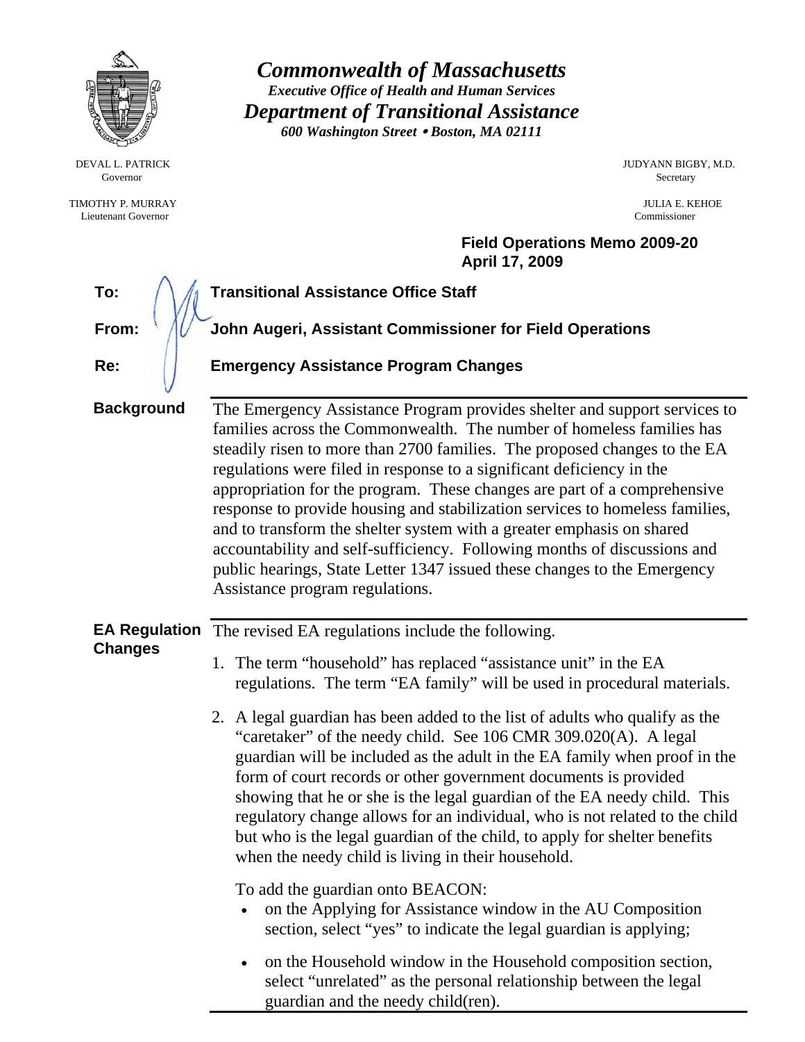# *Commonwealth of Massachusetts*

***Executive Office of Health and Human Services***

## *Department of Transitional Assistance*

***600 Washington Street • Boston, MA 02111***

DEVAL L. PATRICK
Governor

TIMOTHY P. MURRAY
Lieutenant Governor

JUDYANN BIGBY, M.D.
Secretary

JULIA E. KEHOE
Commissioner

**Field Operations Memo 2009-20**
**April 17, 2009**

**To:** **Transitional Assistance Office Staff**

**From:** **John Augeri, Assistant Commissioner for Field Operations**

**Re:** **Emergency Assistance Program Changes**

---

**Background**

The Emergency Assistance Program provides shelter and support services to families across the Commonwealth. The number of homeless families has steadily risen to more than 2700 families. The proposed changes to the EA regulations were filed in response to a significant deficiency in the appropriation for the program. These changes are part of a comprehensive response to provide housing and stabilization services to homeless families, and to transform the shelter system with a greater emphasis on shared accountability and self-sufficiency. Following months of discussions and public hearings, State Letter 1347 issued these changes to the Emergency Assistance program regulations.

---

**EA Regulation Changes**

The revised EA regulations include the following.

1. The term "household" has replaced "assistance unit" in the EA regulations. The term "EA family" will be used in procedural materials.

2. A legal guardian has been added to the list of adults who qualify as the "caretaker" of the needy child. See 106 CMR 309.020(A). A legal guardian will be included as the adult in the EA family when proof in the form of court records or other government documents is provided showing that he or she is the legal guardian of the EA needy child. This regulatory change allows for an individual, who is not related to the child but who is the legal guardian of the child, to apply for shelter benefits when the needy child is living in their household.

   To add the guardian onto BEACON:
   - on the Applying for Assistance window in the AU Composition section, select "yes" to indicate the legal guardian is applying;
   - on the Household window in the Household composition section, select "unrelated" as the personal relationship between the legal guardian and the needy child(ren).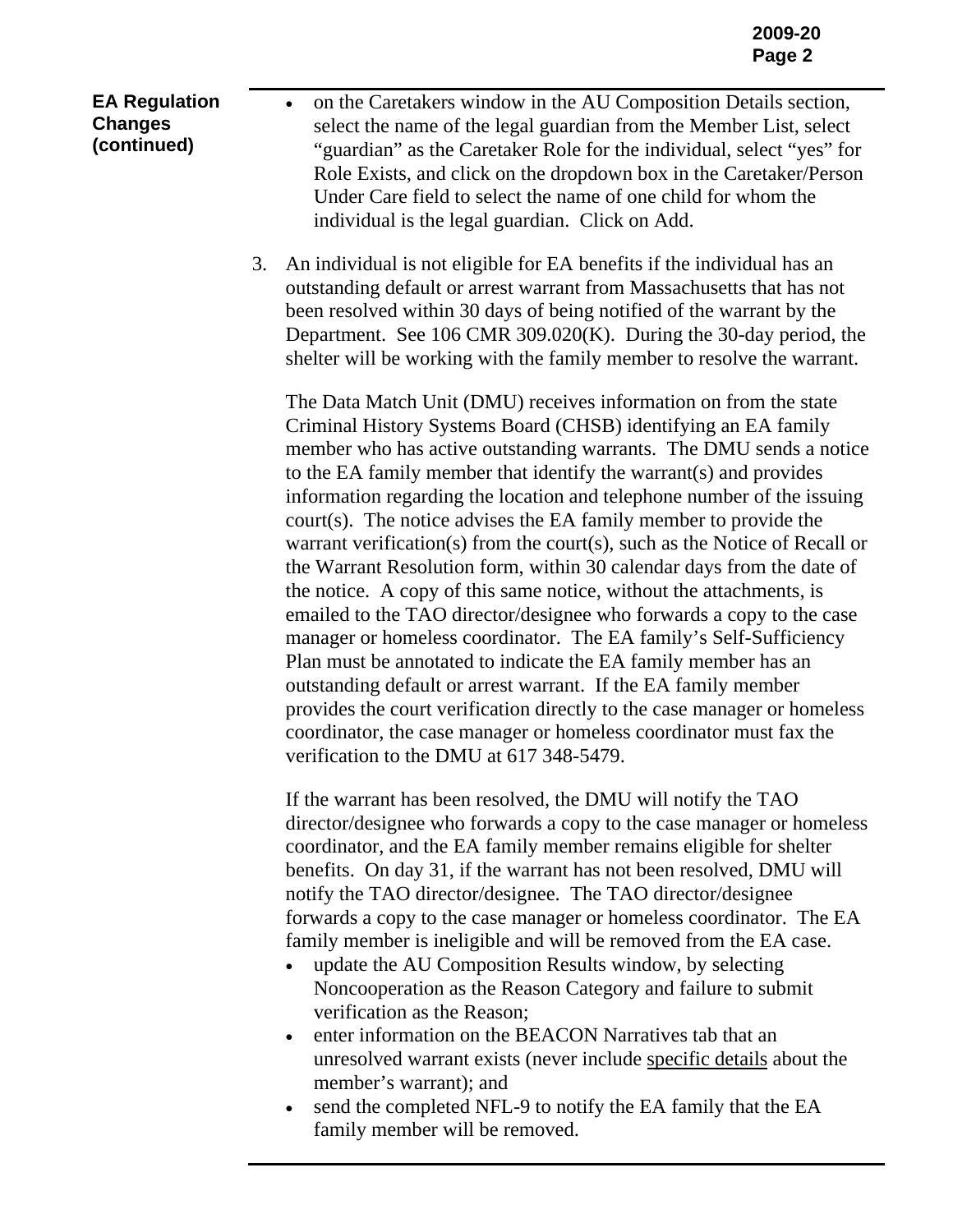**EA Regulation Changes (continued)**

- on the Caretakers window in the AU Composition Details section, select the name of the legal guardian from the Member List, select "guardian" as the Caretaker Role for the individual, select "yes" for Role Exists, and click on the dropdown box in the Caretaker/Person Under Care field to select the name of one child for whom the individual is the legal guardian. Click on Add.

3. An individual is not eligible for EA benefits if the individual has an outstanding default or arrest warrant from Massachusetts that has not been resolved within 30 days of being notified of the warrant by the Department. See 106 CMR 309.020(K). During the 30-day period, the shelter will be working with the family member to resolve the warrant.

   The Data Match Unit (DMU) receives information on from the state Criminal History Systems Board (CHSB) identifying an EA family member who has active outstanding warrants. The DMU sends a notice to the EA family member that identify the warrant(s) and provides information regarding the location and telephone number of the issuing court(s). The notice advises the EA family member to provide the warrant verification(s) from the court(s), such as the Notice of Recall or the Warrant Resolution form, within 30 calendar days from the date of the notice. A copy of this same notice, without the attachments, is emailed to the TAO director/designee who forwards a copy to the case manager or homeless coordinator. The EA family's Self-Sufficiency Plan must be annotated to indicate the EA family member has an outstanding default or arrest warrant. If the EA family member provides the court verification directly to the case manager or homeless coordinator, the case manager or homeless coordinator must fax the verification to the DMU at 617 348-5479.

   If the warrant has been resolved, the DMU will notify the TAO director/designee who forwards a copy to the case manager or homeless coordinator, and the EA family member remains eligible for shelter benefits. On day 31, if the warrant has not been resolved, DMU will notify the TAO director/designee. The TAO director/designee forwards a copy to the case manager or homeless coordinator. The EA family member is ineligible and will be removed from the EA case.
   - update the AU Composition Results window, by selecting Noncooperation as the Reason Category and failure to submit verification as the Reason;
   - enter information on the BEACON Narratives tab that an unresolved warrant exists (never include <u>specific details</u> about the member's warrant); and
   - send the completed NFL-9 to notify the EA family that the EA family member will be removed.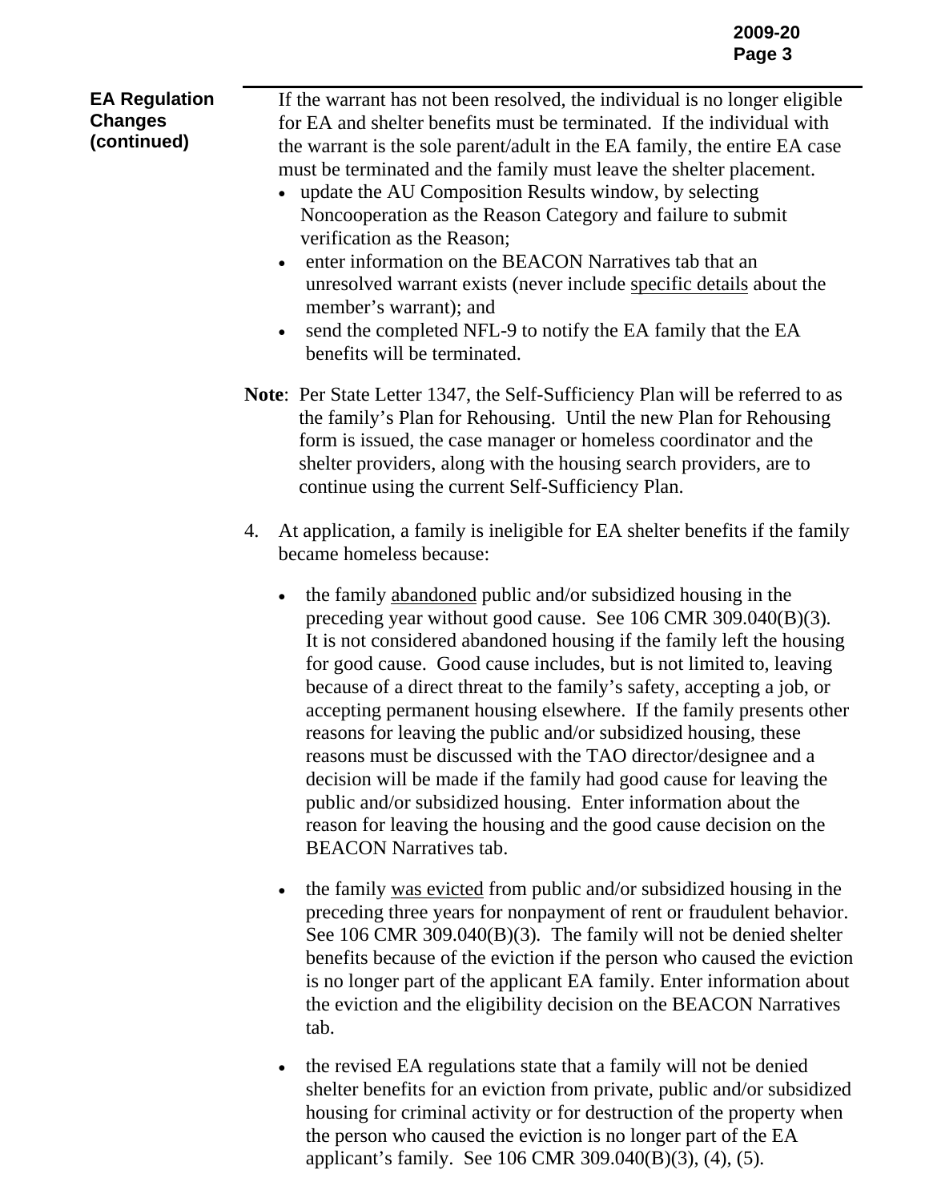**EA Regulation Changes (continued)**

If the warrant has not been resolved, the individual is no longer eligible for EA and shelter benefits must be terminated. If the individual with the warrant is the sole parent/adult in the EA family, the entire EA case must be terminated and the family must leave the shelter placement.

- update the AU Composition Results window, by selecting Noncooperation as the Reason Category and failure to submit verification as the Reason;
- enter information on the BEACON Narratives tab that an unresolved warrant exists (never include <u>specific details</u> about the member's warrant); and
- send the completed NFL-9 to notify the EA family that the EA benefits will be terminated.

**Note**: Per State Letter 1347, the Self-Sufficiency Plan will be referred to as the family's Plan for Rehousing. Until the new Plan for Rehousing form is issued, the case manager or homeless coordinator and the shelter providers, along with the housing search providers, are to continue using the current Self-Sufficiency Plan.

4. At application, a family is ineligible for EA shelter benefits if the family became homeless because:

   - the family <u>abandoned</u> public and/or subsidized housing in the preceding year without good cause. See 106 CMR 309.040(B)(3). It is not considered abandoned housing if the family left the housing for good cause. Good cause includes, but is not limited to, leaving because of a direct threat to the family's safety, accepting a job, or accepting permanent housing elsewhere. If the family presents other reasons for leaving the public and/or subsidized housing, these reasons must be discussed with the TAO director/designee and a decision will be made if the family had good cause for leaving the public and/or subsidized housing. Enter information about the reason for leaving the housing and the good cause decision on the BEACON Narratives tab.

   - the family <u>was evicted</u> from public and/or subsidized housing in the preceding three years for nonpayment of rent or fraudulent behavior. See 106 CMR 309.040(B)(3). The family will not be denied shelter benefits because of the eviction if the person who caused the eviction is no longer part of the applicant EA family. Enter information about the eviction and the eligibility decision on the BEACON Narratives tab.

   - the revised EA regulations state that a family will not be denied shelter benefits for an eviction from private, public and/or subsidized housing for criminal activity or for destruction of the property when the person who caused the eviction is no longer part of the EA applicant's family. See 106 CMR 309.040(B)(3), (4), (5).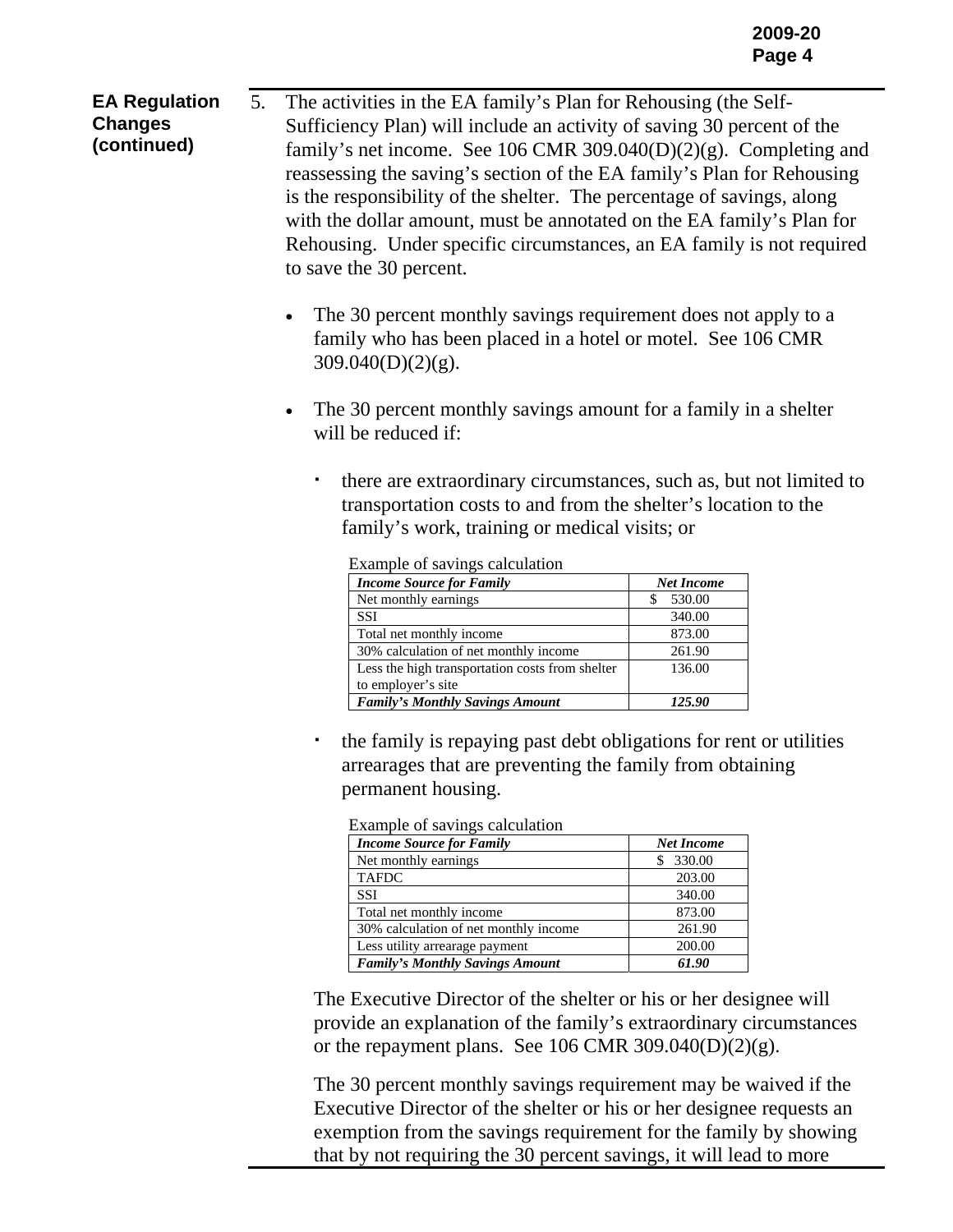**EA Regulation Changes (continued)**

5. The activities in the EA family's Plan for Rehousing (the Self-Sufficiency Plan) will include an activity of saving 30 percent of the family's net income. See 106 CMR 309.040(D)(2)(g). Completing and reassessing the saving's section of the EA family's Plan for Rehousing is the responsibility of the shelter. The percentage of savings, along with the dollar amount, must be annotated on the EA family's Plan for Rehousing. Under specific circumstances, an EA family is not required to save the 30 percent.

   - The 30 percent monthly savings requirement does not apply to a family who has been placed in a hotel or motel. See 106 CMR 309.040(D)(2)(g).

   - The 30 percent monthly savings amount for a family in a shelter will be reduced if:

     - there are extraordinary circumstances, such as, but not limited to transportation costs to and from the shelter's location to the family's work, training or medical visits; or

       Example of savings calculation

       | *Income Source for Family* | *Net Income* |
       |---|---|
       | Net monthly earnings | $ 530.00 |
       | SSI | 340.00 |
       | Total net monthly income | 873.00 |
       | 30% calculation of net monthly income | 261.90 |
       | Less the high transportation costs from shelter to employer's site | 136.00 |
       | ***Family's Monthly Savings Amount*** | ***125.90*** |

     - the family is repaying past debt obligations for rent or utilities arrearages that are preventing the family from obtaining permanent housing.

       Example of savings calculation

       | *Income Source for Family* | *Net Income* |
       |---|---|
       | Net monthly earnings | $ 330.00 |
       | TAFDC | 203.00 |
       | SSI | 340.00 |
       | Total net monthly income | 873.00 |
       | 30% calculation of net monthly income | 261.90 |
       | Less utility arrearage payment | 200.00 |
       | ***Family's Monthly Savings Amount*** | ***61.90*** |

   The Executive Director of the shelter or his or her designee will provide an explanation of the family's extraordinary circumstances or the repayment plans. See 106 CMR 309.040(D)(2)(g).

   The 30 percent monthly savings requirement may be waived if the Executive Director of the shelter or his or her designee requests an exemption from the savings requirement for the family by showing that by not requiring the 30 percent savings, it will lead to more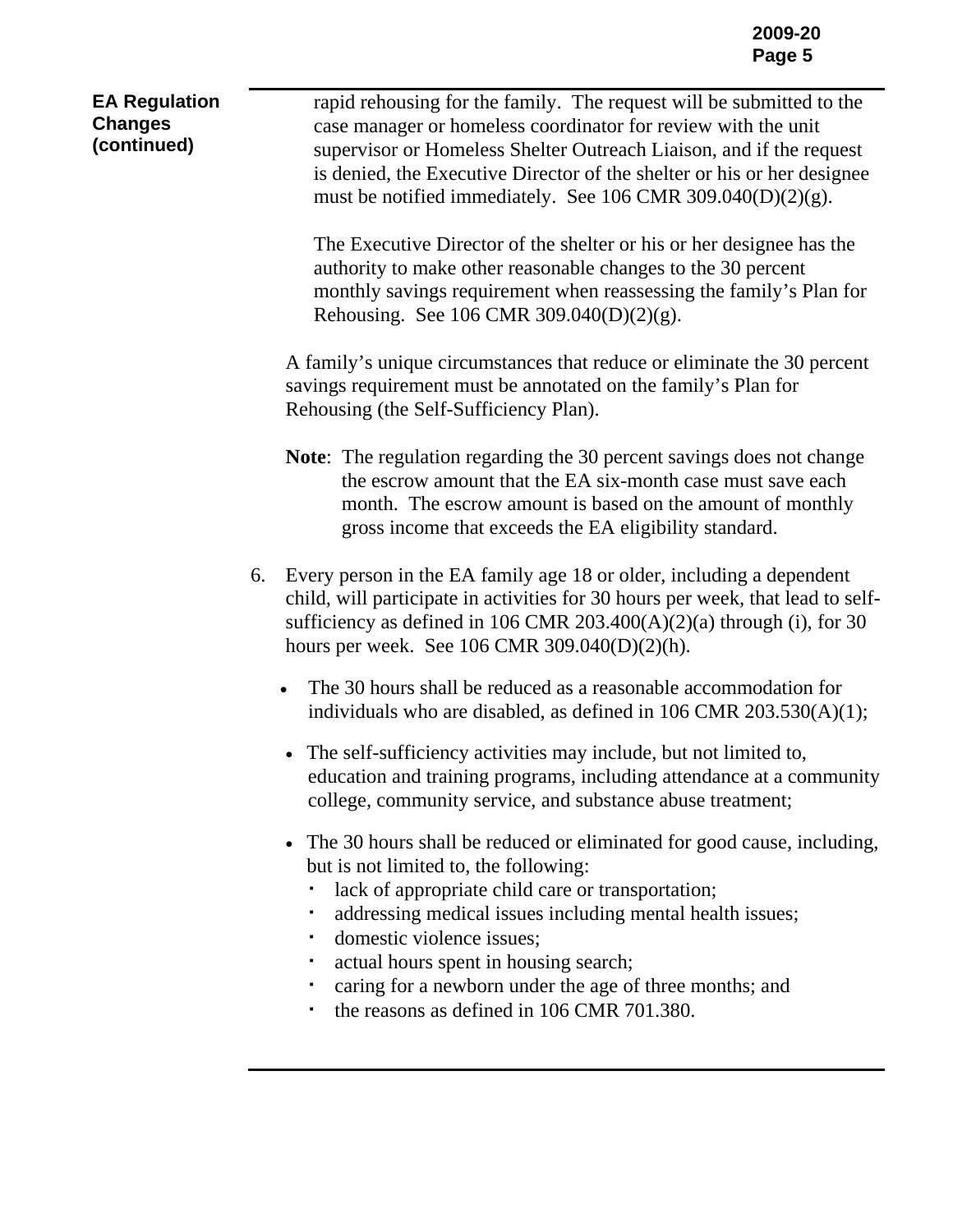**EA Regulation Changes (continued)**

rapid rehousing for the family. The request will be submitted to the case manager or homeless coordinator for review with the unit supervisor or Homeless Shelter Outreach Liaison, and if the request is denied, the Executive Director of the shelter or his or her designee must be notified immediately. See 106 CMR 309.040(D)(2)(g).

The Executive Director of the shelter or his or her designee has the authority to make other reasonable changes to the 30 percent monthly savings requirement when reassessing the family's Plan for Rehousing. See 106 CMR 309.040(D)(2)(g).

A family's unique circumstances that reduce or eliminate the 30 percent savings requirement must be annotated on the family's Plan for Rehousing (the Self-Sufficiency Plan).

**Note**: The regulation regarding the 30 percent savings does not change the escrow amount that the EA six-month case must save each month. The escrow amount is based on the amount of monthly gross income that exceeds the EA eligibility standard.

6. Every person in the EA family age 18 or older, including a dependent child, will participate in activities for 30 hours per week, that lead to self-sufficiency as defined in 106 CMR 203.400(A)(2)(a) through (i), for 30 hours per week. See 106 CMR 309.040(D)(2)(h).

   - The 30 hours shall be reduced as a reasonable accommodation for individuals who are disabled, as defined in 106 CMR 203.530(A)(1);
   - The self-sufficiency activities may include, but not limited to, education and training programs, including attendance at a community college, community service, and substance abuse treatment;
   - The 30 hours shall be reduced or eliminated for good cause, including, but is not limited to, the following:
     - lack of appropriate child care or transportation;
     - addressing medical issues including mental health issues;
     - domestic violence issues;
     - actual hours spent in housing search;
     - caring for a newborn under the age of three months; and
     - the reasons as defined in 106 CMR 701.380.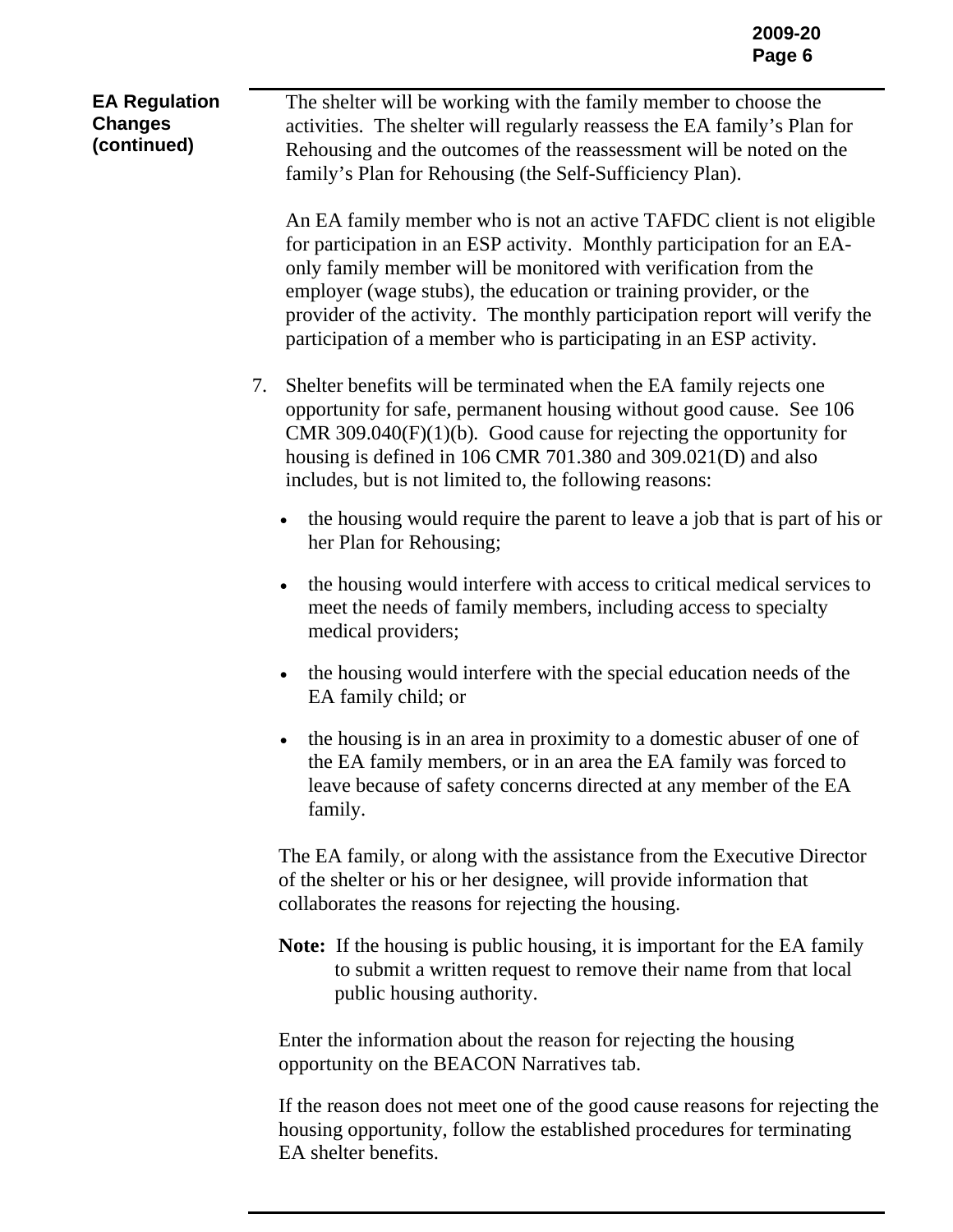**EA Regulation Changes (continued)**

The shelter will be working with the family member to choose the activities. The shelter will regularly reassess the EA family's Plan for Rehousing and the outcomes of the reassessment will be noted on the family's Plan for Rehousing (the Self-Sufficiency Plan).

An EA family member who is not an active TAFDC client is not eligible for participation in an ESP activity. Monthly participation for an EA-only family member will be monitored with verification from the employer (wage stubs), the education or training provider, or the provider of the activity. The monthly participation report will verify the participation of a member who is participating in an ESP activity.

7. Shelter benefits will be terminated when the EA family rejects one opportunity for safe, permanent housing without good cause. See 106 CMR 309.040(F)(1)(b). Good cause for rejecting the opportunity for housing is defined in 106 CMR 701.380 and 309.021(D) and also includes, but is not limited to, the following reasons:

   - the housing would require the parent to leave a job that is part of his or her Plan for Rehousing;
   - the housing would interfere with access to critical medical services to meet the needs of family members, including access to specialty medical providers;
   - the housing would interfere with the special education needs of the EA family child; or
   - the housing is in an area in proximity to a domestic abuser of one of the EA family members, or in an area the EA family was forced to leave because of safety concerns directed at any member of the EA family.

   The EA family, or along with the assistance from the Executive Director of the shelter or his or her designee, will provide information that collaborates the reasons for rejecting the housing.

   **Note:** If the housing is public housing, it is important for the EA family to submit a written request to remove their name from that local public housing authority.

   Enter the information about the reason for rejecting the housing opportunity on the BEACON Narratives tab.

   If the reason does not meet one of the good cause reasons for rejecting the housing opportunity, follow the established procedures for terminating EA shelter benefits.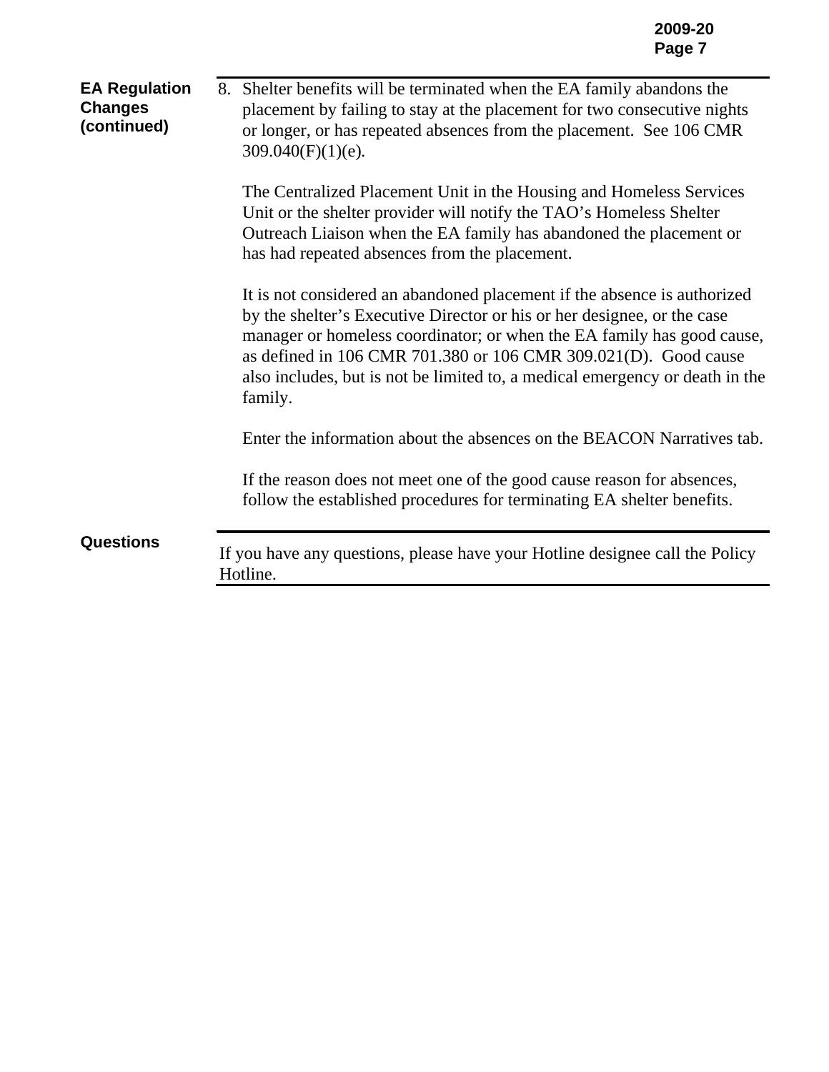**EA Regulation Changes (continued)**

8. Shelter benefits will be terminated when the EA family abandons the placement by failing to stay at the placement for two consecutive nights or longer, or has repeated absences from the placement. See 106 CMR 309.040(F)(1)(e).

   The Centralized Placement Unit in the Housing and Homeless Services Unit or the shelter provider will notify the TAO's Homeless Shelter Outreach Liaison when the EA family has abandoned the placement or has had repeated absences from the placement.

   It is not considered an abandoned placement if the absence is authorized by the shelter's Executive Director or his or her designee, or the case manager or homeless coordinator; or when the EA family has good cause, as defined in 106 CMR 701.380 or 106 CMR 309.021(D). Good cause also includes, but is not be limited to, a medical emergency or death in the family.

   Enter the information about the absences on the BEACON Narratives tab.

   If the reason does not meet one of the good cause reason for absences, follow the established procedures for terminating EA shelter benefits.

**Questions**

If you have any questions, please have your Hotline designee call the Policy Hotline.